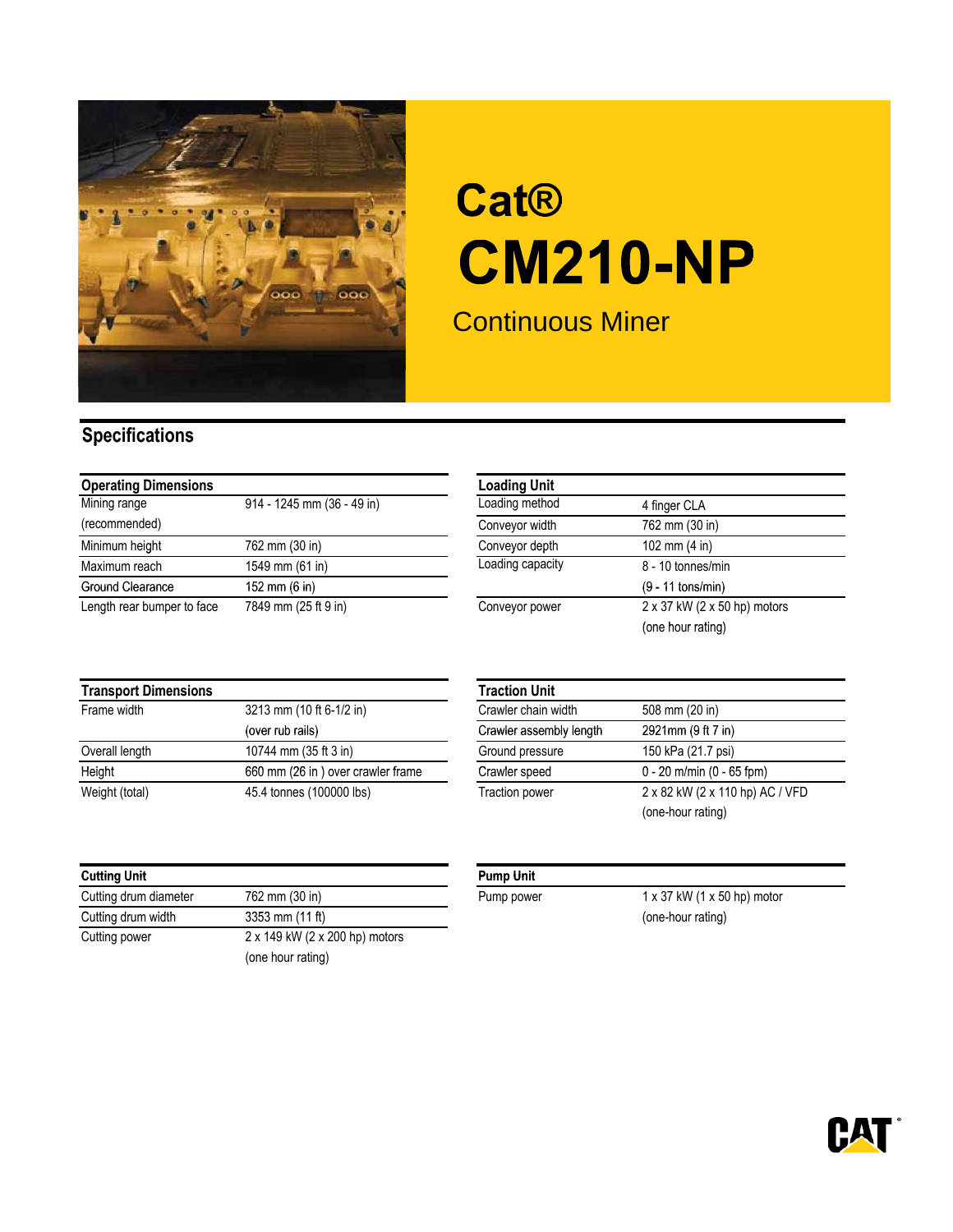# Cat®

# CM210-NP

## Continuous Miner

## Specifications

| Operating Dimensions | |
|---|---|
| Mining range (recommended) | 914 - 1245 mm (36 - 49 in) |
| Minimum height | 762 mm (30 in) |
| Maximum reach | 1549 mm (61 in) |
| Ground Clearance | 152 mm (6 in) |
| Length rear bumper to face | 7849 mm (25 ft 9 in) |

| Loading Unit | |
|---|---|
| Loading method | 4 finger CLA |
| Conveyor width | 762 mm (30 in) |
| Conveyor depth | 102 mm (4 in) |
| Loading capacity | 8 - 10 tonnes/min (9 - 11 tons/min) |
| Conveyor power | 2 x 37 kW (2 x 50 hp) motors (one hour rating) |

| Transport Dimensions | |
|---|---|
| Frame width | 3213 mm (10 ft 6-1/2 in) (over rub rails) |
| Overall length | 10744 mm (35 ft 3 in) |
| Height | 660 mm (26 in ) over crawler frame |
| Weight (total) | 45.4 tonnes (100000 lbs) |

| Traction Unit | |
|---|---|
| Crawler chain width | 508 mm (20 in) |
| Crawler assembly length | 2921mm (9 ft 7 in) |
| Ground pressure | 150 kPa (21.7 psi) |
| Crawler speed | 0 - 20 m/min (0 - 65 fpm) |
| Traction power | 2 x 82 kW (2 x 110 hp) AC / VFD (one-hour rating) |

| Cutting Unit | |
|---|---|
| Cutting drum diameter | 762 mm (30 in) |
| Cutting drum width | 3353 mm (11 ft) |
| Cutting power | 2 x 149 kW (2 x 200 hp) motors (one hour rating) |

| Pump Unit | |
|---|---|
| Pump power | 1 x 37 kW (1 x 50 hp) motor (one-hour rating) |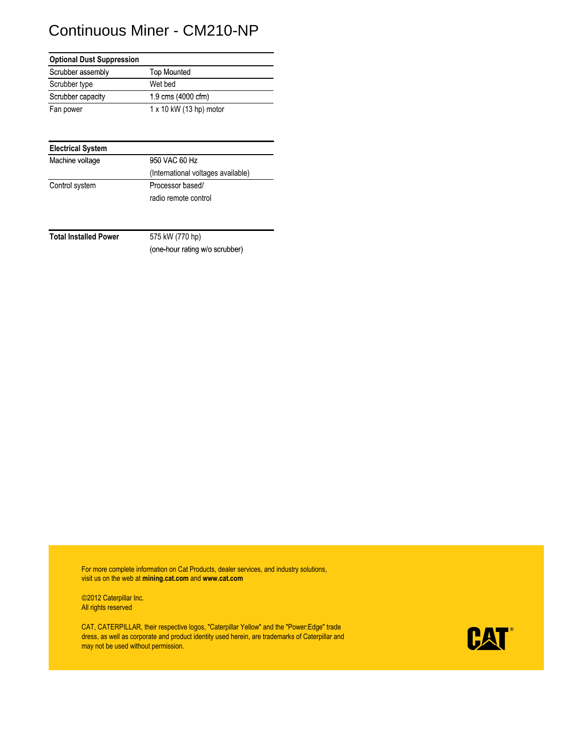# Continuous Miner - CM210-NP

| Optional Dust Suppression | |
|---|---|
| Scrubber assembly | Top Mounted |
| Scrubber type | Wet bed |
| Scrubber capacity | 1.9 cms (4000 cfm) |
| Fan power | 1 x 10 kW (13 hp) motor |

| Electrical System | |
|---|---|
| Machine voltage | 950 VAC 60 Hz (International voltages available) |
| Control system | Processor based/ radio remote control |

| Total Installed Power | 575 kW (770 hp) (one-hour rating w/o scrubber) |
|---|---|

For more complete information on Cat Products, dealer services, and industry solutions, visit us on the web at **mining.cat.com** and **www.cat.com**

©2012 Caterpillar Inc.
All rights reserved

CAT, CATERPILLAR, their respective logos, "Caterpillar Yellow" and the "Power:Edge" trade dress, as well as corporate and product identity used herein, are trademarks of Caterpillar and may not be used without permission.

CAT®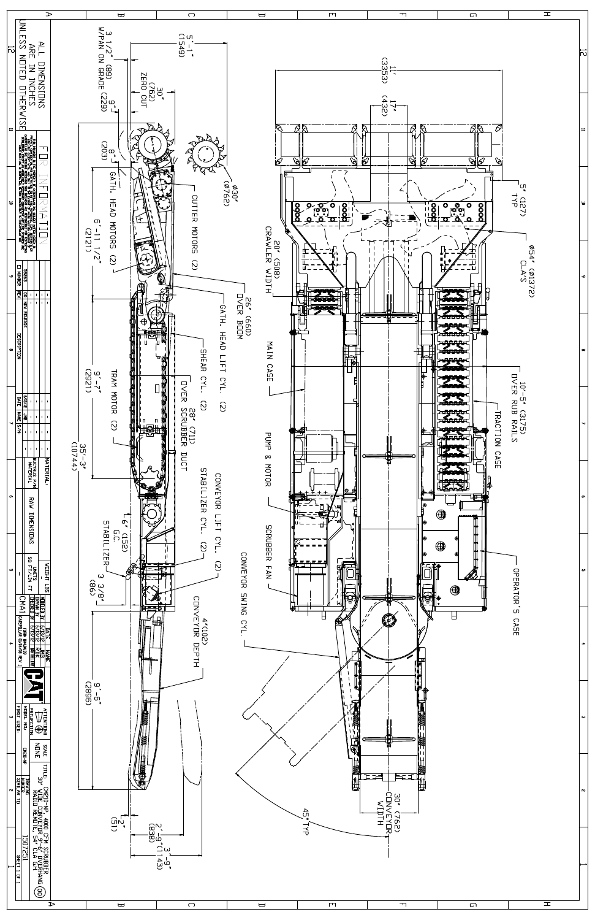ALL DIMENSIONS ARE IN INCHES UNLESS NOTED OTHERWISE

3 1/2" (89) W/PAN ON GRADE

9" (229)

30" (762) ZERO CUT

5'-1" (1549)

8" (203)

Ø30" (Ø762)

CUTTER MOTORS (2)

GATH. HEAD MOTORS (2)

6'-11 1/2" (2121)

26" (660) OVER BOOM

GATH. HEAD LIFT CYL. (2)

SHEAR CYL. (2)

OVER SCRUBBER DUCT

28" (711)

9'-7" (2921)

TRAM MOTOR (2)

35'-3" (10744)

STABILIZER CYL. (2)

CONVEYOR LIFT CYL. (2)

6" (152) G.C.

STABILIZER

3 3/8" (86)

4" (102) CONVEYOR DEPTH

9'-6" (2896)

2" (51)

2'-9" (838)

3'-9" (1143)

11' (3353)

17" (432)

5" (127) TYP

Ø54" (Ø1372) CLA'S

20" (508) CRAWLER WIDTH

MAIN CASE

10'-5" (3175) OVER RUB RAILS

TRACTION CASE

PUMP & MOTOR

SCRUBBER FAN

OPERATOR'S CASE

CONVEYOR SWING CYL.

30" (762) CONVEYOR WIDTH

45° TYP

FOR INFORMATION

| ECN NUMBER | REV | DESCRIPTION | DATE | NAME | S/N |
|---|---|---|---|---|---|
| 55853 | 00 | NEW RELEASE | 6/20/12 | JMB | - |

MATERIAL: -

BUCYRUS P/N MATERIAL: -

RAW DIMENSIONS: -

UNITS: SQ FT/LIN FT

WEIGHT LBS: -

CMA1

MODELED BY: - DATE: - NAME: -

DRAWN BY: JMB 6/19/12

CHECKED BY: RDK 6/19/12

CATERPILLAR BUCYRUS REV 1

CAT

ATTENTION! PROJECTION

MODEL NO. CM210-NP

SCALE: NONE

TITLE: CM210-NP, 4000 CFM SCRUBBER 30" WIDE CONVEYOR 9'-6" OVERHANG RADIO REMOTE, 54" CLA GH

DRAWING NUMBER: 1507251

REV: (00)

FIRST USED: -

SIMILAR TO: -

SHEET 1 OF 1